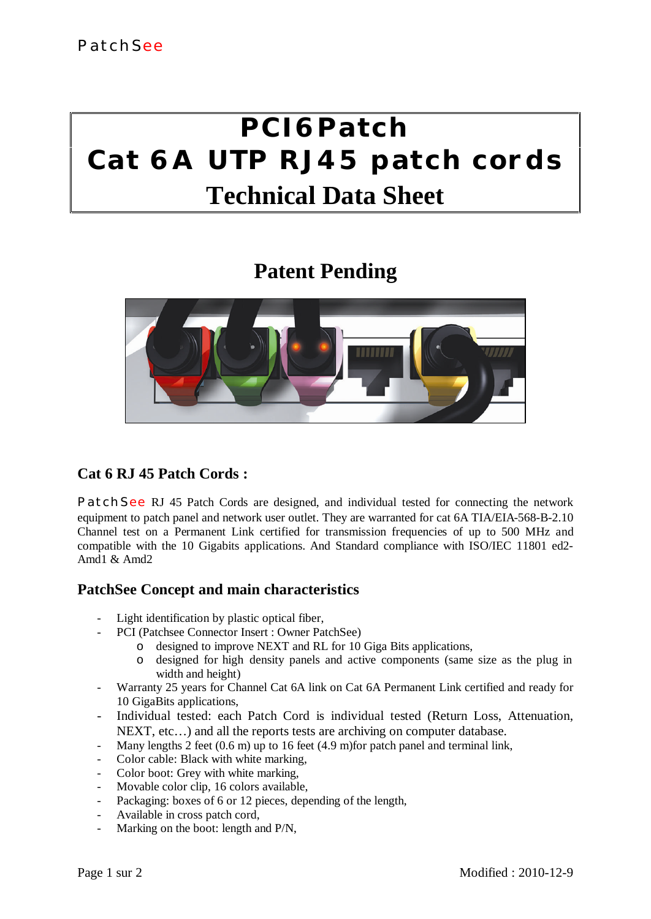PatchSee

# PCI6Patch
# Cat 6A UTP RJ45 patch cords
# Technical Data Sheet

## Patent Pending

### Cat 6 RJ 45 Patch Cords :

PatchSee RJ 45 Patch Cords are designed, and individual tested for connecting the network equipment to patch panel and network user outlet. They are warranted for cat 6A TIA/EIA-568-B-2.10 Channel test on a Permanent Link certified for transmission frequencies of up to 500 MHz and compatible with the 10 Gigabits applications. And Standard compliance with ISO/IEC 11801 ed2-Amd1 & Amd2

### PatchSee Concept and main characteristics

- Light identification by plastic optical fiber,
- PCI (Patchsee Connector Insert : Owner PatchSee)
  - designed to improve NEXT and RL for 10 Giga Bits applications,
  - designed for high density panels and active components (same size as the plug in width and height)
- Warranty 25 years for Channel Cat 6A link on Cat 6A Permanent Link certified and ready for 10 GigaBits applications,
- Individual tested: each Patch Cord is individual tested (Return Loss, Attenuation, NEXT, etc…) and all the reports tests are archiving on computer database.
- Many lengths 2 feet (0.6 m) up to 16 feet (4.9 m)for patch panel and terminal link,
- Color cable: Black with white marking,
- Color boot: Grey with white marking,
- Movable color clip, 16 colors available,
- Packaging: boxes of 6 or 12 pieces, depending of the length,
- Available in cross patch cord,
- Marking on the boot: length and P/N,

Modified : 2010-12-9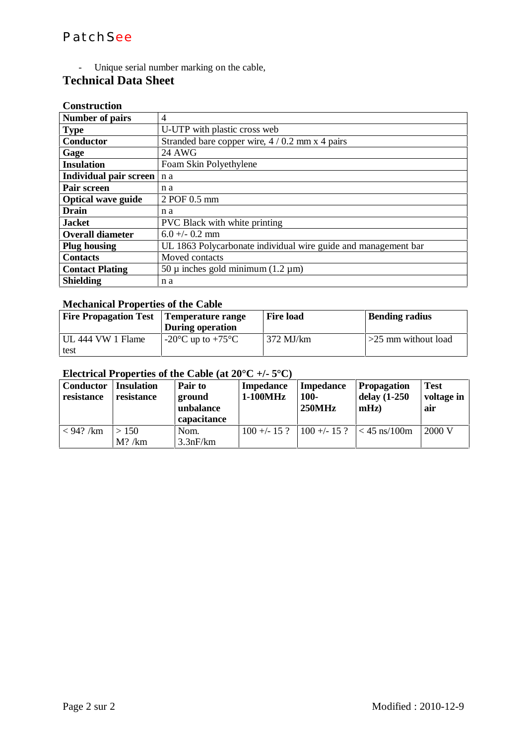- Unique serial number marking on the cable,

# Technical Data Sheet

## Construction

| | |
|---|---|
| **Number of pairs** | 4 |
| **Type** | U-UTP with plastic cross web |
| **Conductor** | Stranded bare copper wire, 4 / 0.2 mm x 4 pairs |
| **Gage** | 24 AWG |
| **Insulation** | Foam Skin Polyethylene |
| **Individual pair screen** | n a |
| **Pair screen** | n a |
| **Optical wave guide** | 2 POF 0.5 mm |
| **Drain** | n a |
| **Jacket** | PVC Black with white printing |
| **Overall diameter** | 6.0 +/- 0.2 mm |
| **Plug housing** | UL 1863 Polycarbonate individual wire guide and management bar |
| **Contacts** | Moved contacts |
| **Contact Plating** | 50 µ inches gold minimum (1.2 µm) |
| **Shielding** | n a |

## Mechanical Properties of the Cable

| Fire Propagation Test | Temperature range During operation | Fire load | Bending radius |
|---|---|---|---|
| UL 444 VW 1 Flame test | -20°C up to +75°C | 372 MJ/km | >25 mm without load |

## Electrical Properties of the Cable (at 20°C +/- 5°C)

| Conductor resistance | Insulation resistance | Pair to ground unbalance capacitance | Impedance 1-100MHz | Impedance 100-250MHz | Propagation delay (1-250 mHz) | Test voltage in air |
|---|---|---|---|---|---|---|
| < 94? /km | > 150 M? /km | Nom. 3.3nF/km | 100 +/- 15 ? | 100 +/- 15 ? | < 45 ns/100m | 2000 V |

Modified : 2010-12-9